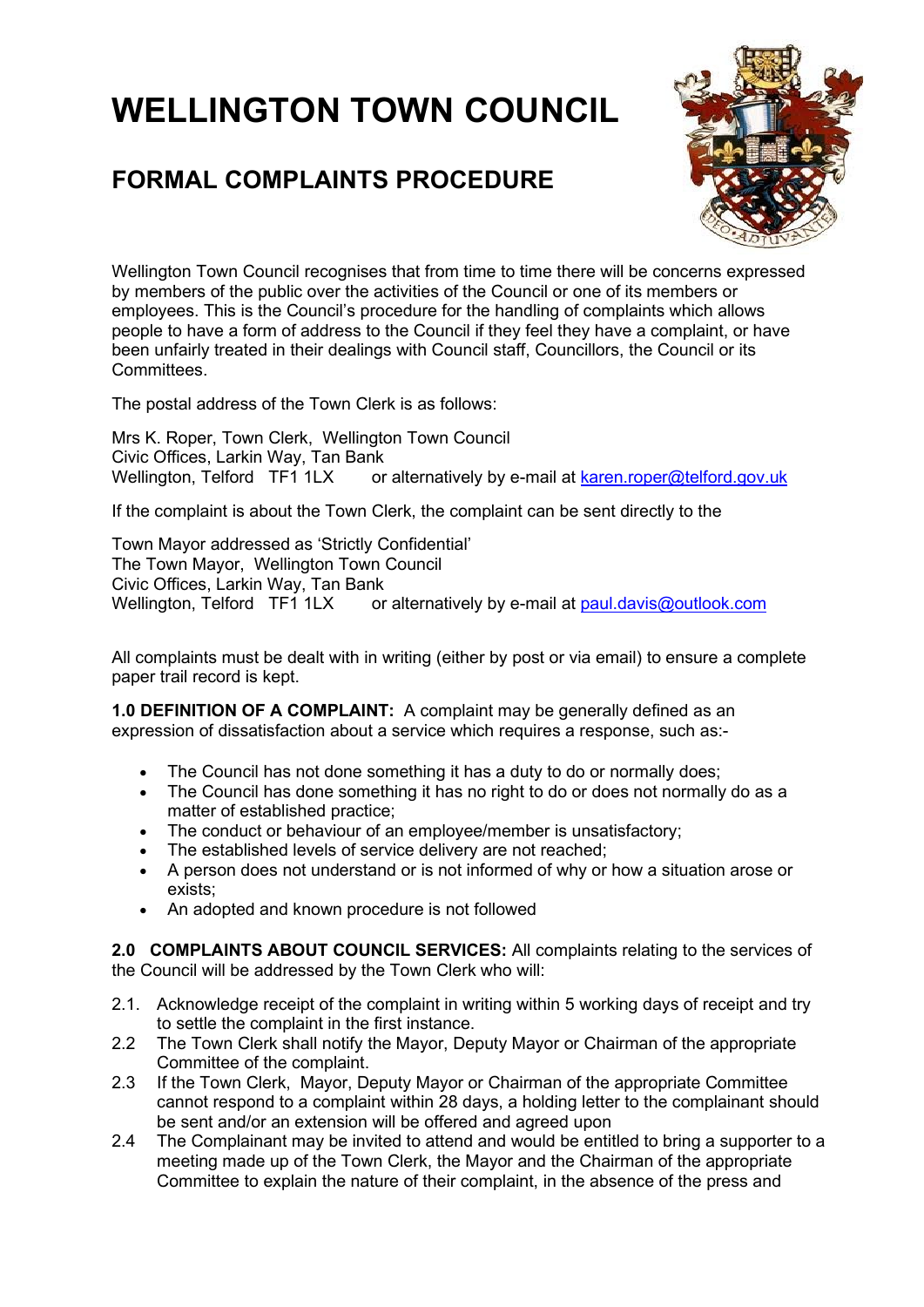# WELLINGTON TOWN COUNCIL

## FORMAL COMPLAINTS PROCEDURE

Wellington Town Council recognises that from time to time there will be concerns expressed by members of the public over the activities of the Council or one of its members or employees. This is the Council's procedure for the handling of complaints which allows people to have a form of address to the Council if they feel they have a complaint, or have been unfairly treated in their dealings with Council staff, Councillors, the Council or its Committees.

The postal address of the Town Clerk is as follows:

Mrs K. Roper, Town Clerk, Wellington Town Council
Civic Offices, Larkin Way, Tan Bank
Wellington, Telford TF1 1LX or alternatively by e-mail at karen.roper@telford.gov.uk

If the complaint is about the Town Clerk, the complaint can be sent directly to the

Town Mayor addressed as 'Strictly Confidential'
The Town Mayor, Wellington Town Council
Civic Offices, Larkin Way, Tan Bank
Wellington, Telford TF1 1LX or alternatively by e-mail at paul.davis@outlook.com

All complaints must be dealt with in writing (either by post or via email) to ensure a complete paper trail record is kept.

**1.0 DEFINITION OF A COMPLAINT:** A complaint may be generally defined as an expression of dissatisfaction about a service which requires a response, such as:-

- The Council has not done something it has a duty to do or normally does;
- The Council has done something it has no right to do or does not normally do as a matter of established practice;
- The conduct or behaviour of an employee/member is unsatisfactory;
- The established levels of service delivery are not reached;
- A person does not understand or is not informed of why or how a situation arose or exists;
- An adopted and known procedure is not followed

**2.0 COMPLAINTS ABOUT COUNCIL SERVICES:** All complaints relating to the services of the Council will be addressed by the Town Clerk who will:

2.1. Acknowledge receipt of the complaint in writing within 5 working days of receipt and try to settle the complaint in the first instance.

2.2 The Town Clerk shall notify the Mayor, Deputy Mayor or Chairman of the appropriate Committee of the complaint.

2.3 If the Town Clerk, Mayor, Deputy Mayor or Chairman of the appropriate Committee cannot respond to a complaint within 28 days, a holding letter to the complainant should be sent and/or an extension will be offered and agreed upon

2.4 The Complainant may be invited to attend and would be entitled to bring a supporter to a meeting made up of the Town Clerk, the Mayor and the Chairman of the appropriate Committee to explain the nature of their complaint, in the absence of the press and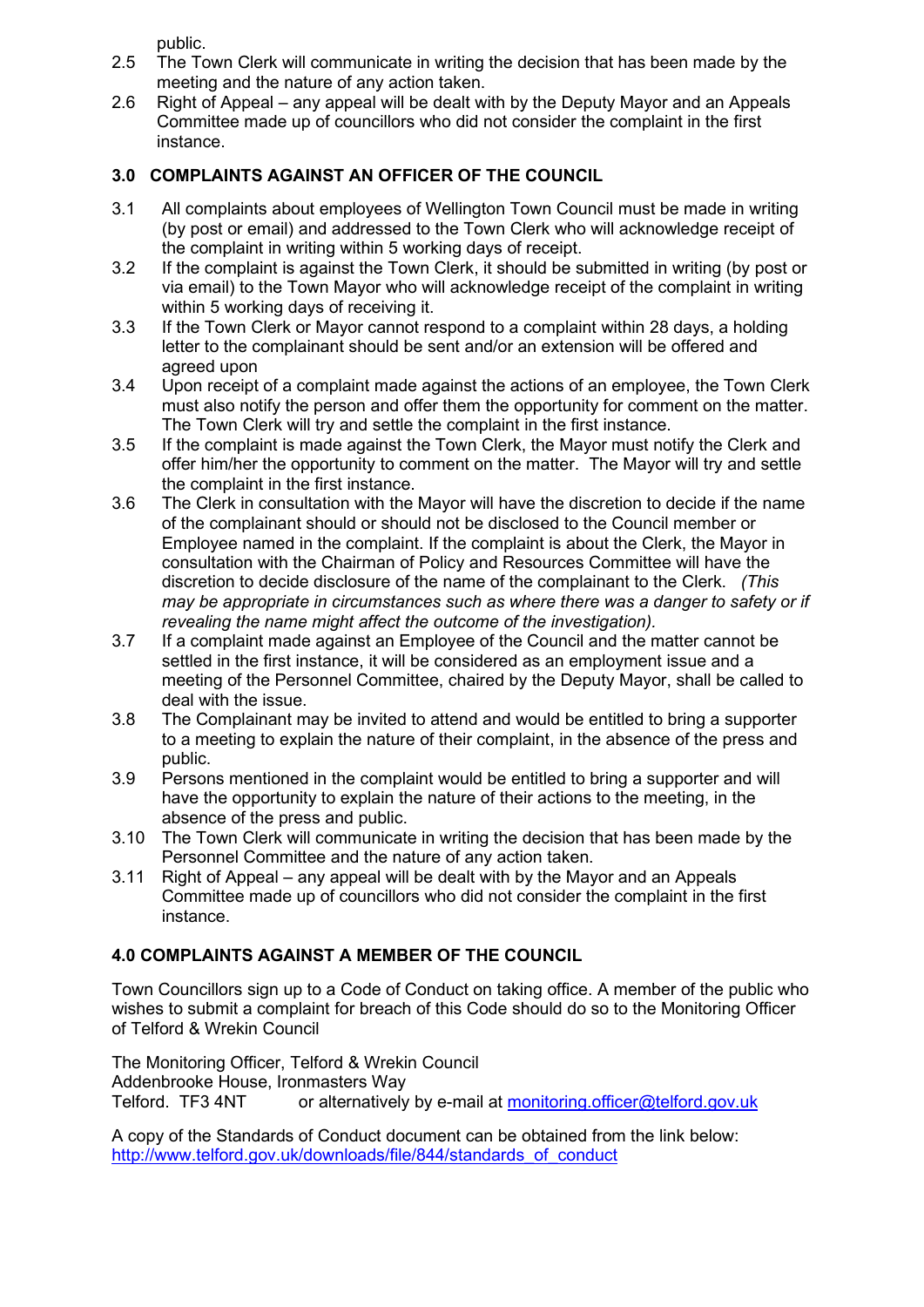public.

2.5 The Town Clerk will communicate in writing the decision that has been made by the meeting and the nature of any action taken.

2.6 Right of Appeal – any appeal will be dealt with by the Deputy Mayor and an Appeals Committee made up of councillors who did not consider the complaint in the first instance.

## 3.0 COMPLAINTS AGAINST AN OFFICER OF THE COUNCIL

3.1 All complaints about employees of Wellington Town Council must be made in writing (by post or email) and addressed to the Town Clerk who will acknowledge receipt of the complaint in writing within 5 working days of receipt.

3.2 If the complaint is against the Town Clerk, it should be submitted in writing (by post or via email) to the Town Mayor who will acknowledge receipt of the complaint in writing within 5 working days of receiving it.

3.3 If the Town Clerk or Mayor cannot respond to a complaint within 28 days, a holding letter to the complainant should be sent and/or an extension will be offered and agreed upon

3.4 Upon receipt of a complaint made against the actions of an employee, the Town Clerk must also notify the person and offer them the opportunity for comment on the matter. The Town Clerk will try and settle the complaint in the first instance.

3.5 If the complaint is made against the Town Clerk, the Mayor must notify the Clerk and offer him/her the opportunity to comment on the matter. The Mayor will try and settle the complaint in the first instance.

3.6 The Clerk in consultation with the Mayor will have the discretion to decide if the name of the complainant should or should not be disclosed to the Council member or Employee named in the complaint. If the complaint is about the Clerk, the Mayor in consultation with the Chairman of Policy and Resources Committee will have the discretion to decide disclosure of the name of the complainant to the Clerk. *(This may be appropriate in circumstances such as where there was a danger to safety or if revealing the name might affect the outcome of the investigation).*

3.7 If a complaint made against an Employee of the Council and the matter cannot be settled in the first instance, it will be considered as an employment issue and a meeting of the Personnel Committee, chaired by the Deputy Mayor, shall be called to deal with the issue.

3.8 The Complainant may be invited to attend and would be entitled to bring a supporter to a meeting to explain the nature of their complaint, in the absence of the press and public.

3.9 Persons mentioned in the complaint would be entitled to bring a supporter and will have the opportunity to explain the nature of their actions to the meeting, in the absence of the press and public.

3.10 The Town Clerk will communicate in writing the decision that has been made by the Personnel Committee and the nature of any action taken.

3.11 Right of Appeal – any appeal will be dealt with by the Mayor and an Appeals Committee made up of councillors who did not consider the complaint in the first instance.

## 4.0 COMPLAINTS AGAINST A MEMBER OF THE COUNCIL

Town Councillors sign up to a Code of Conduct on taking office. A member of the public who wishes to submit a complaint for breach of this Code should do so to the Monitoring Officer of Telford & Wrekin Council

The Monitoring Officer, Telford & Wrekin Council
Addenbrooke House, Ironmasters Way
Telford. TF3 4NT or alternatively by e-mail at monitoring.officer@telford.gov.uk

A copy of the Standards of Conduct document can be obtained from the link below:
http://www.telford.gov.uk/downloads/file/844/standards_of_conduct